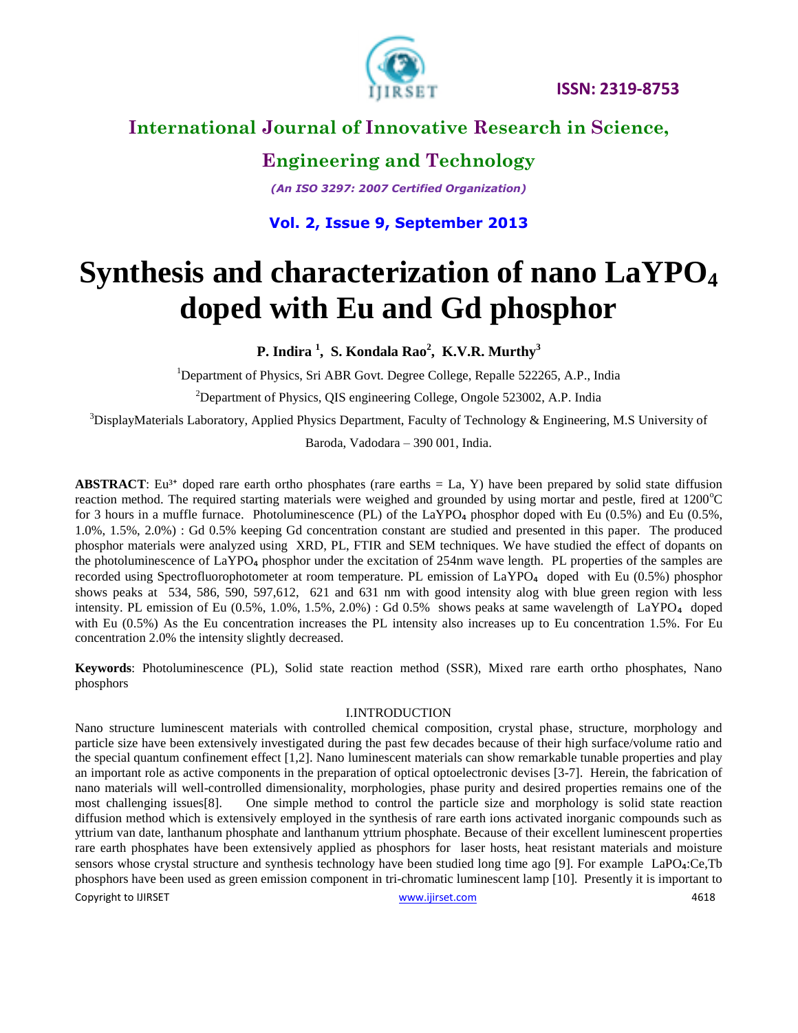# Synthesis and characterization of nano $LaYPO_4$ doped with Eu and Gd phosphor

**P. Indira [1], S. Kondala Rao[2], K.V.R. Murthy[3]**

[1]Department of Physics, Sri ABR Govt. Degree College, Repalle 522265, A.P., India

[2]Department of Physics, QIS engineering College, Ongole 523002, A.P. India

[3]DisplayMaterials Laboratory, Applied Physics Department, Faculty of Technology & Engineering, M.S University of Baroda, Vadodara – 390 001, India.

**ABSTRACT**: $Eu^{3+}$ doped rare earth ortho phosphates (rare earths = La, Y) have been prepared by solid state diffusion reaction method. The required starting materials were weighed and grounded by using mortar and pestle, fired at 1200°C for 3 hours in a muffle furnace. Photoluminescence (PL) of the $LaYPO_4$ phosphor doped with Eu (0.5%) and Eu (0.5%, 1.0%, 1.5%, 2.0%) : Gd 0.5% keeping Gd concentration constant are studied and presented in this paper. The produced phosphor materials were analyzed using XRD, PL, FTIR and SEM techniques. We have studied the effect of dopants on the photoluminescence of $LaYPO_4$ phosphor under the excitation of 254nm wave length. PL properties of the samples are recorded using Spectrofluorophotometer at room temperature. PL emission of $LaYPO_4$ doped with Eu (0.5%) phosphor shows peaks at 534, 586, 590, 597,612, 621 and 631 nm with good intensity alog with blue green region with less intensity. PL emission of Eu (0.5%, 1.0%, 1.5%, 2.0%) : Gd 0.5% shows peaks at same wavelength of $LaYPO_4$ doped with Eu (0.5%) As the Eu concentration increases the PL intensity also increases up to Eu concentration 1.5%. For Eu concentration 2.0% the intensity slightly decreased.

**Keywords**: Photoluminescence (PL), Solid state reaction method (SSR), Mixed rare earth ortho phosphates, Nano phosphors

## I.INTRODUCTION

Nano structure luminescent materials with controlled chemical composition, crystal phase, structure, morphology and particle size have been extensively investigated during the past few decades because of their high surface/volume ratio and the special quantum confinement effect [1,2]. Nano luminescent materials can show remarkable tunable properties and play an important role as active components in the preparation of optical optoelectronic devises [3-7]. Herein, the fabrication of nano materials will well-controlled dimensionality, morphologies, phase purity and desired properties remains one of the most challenging issues[8]. One simple method to control the particle size and morphology is solid state reaction diffusion method which is extensively employed in the synthesis of rare earth ions activated inorganic compounds such as yttrium van date, lanthanum phosphate and lanthanum yttrium phosphate. Because of their excellent luminescent properties rare earth phosphates have been extensively applied as phosphors for laser hosts, heat resistant materials and moisture sensors whose crystal structure and synthesis technology have been studied long time ago [9]. For example $LaPO_4$:Ce,Tb phosphors have been used as green emission component in tri-chromatic luminescent lamp [10]. Presently it is important to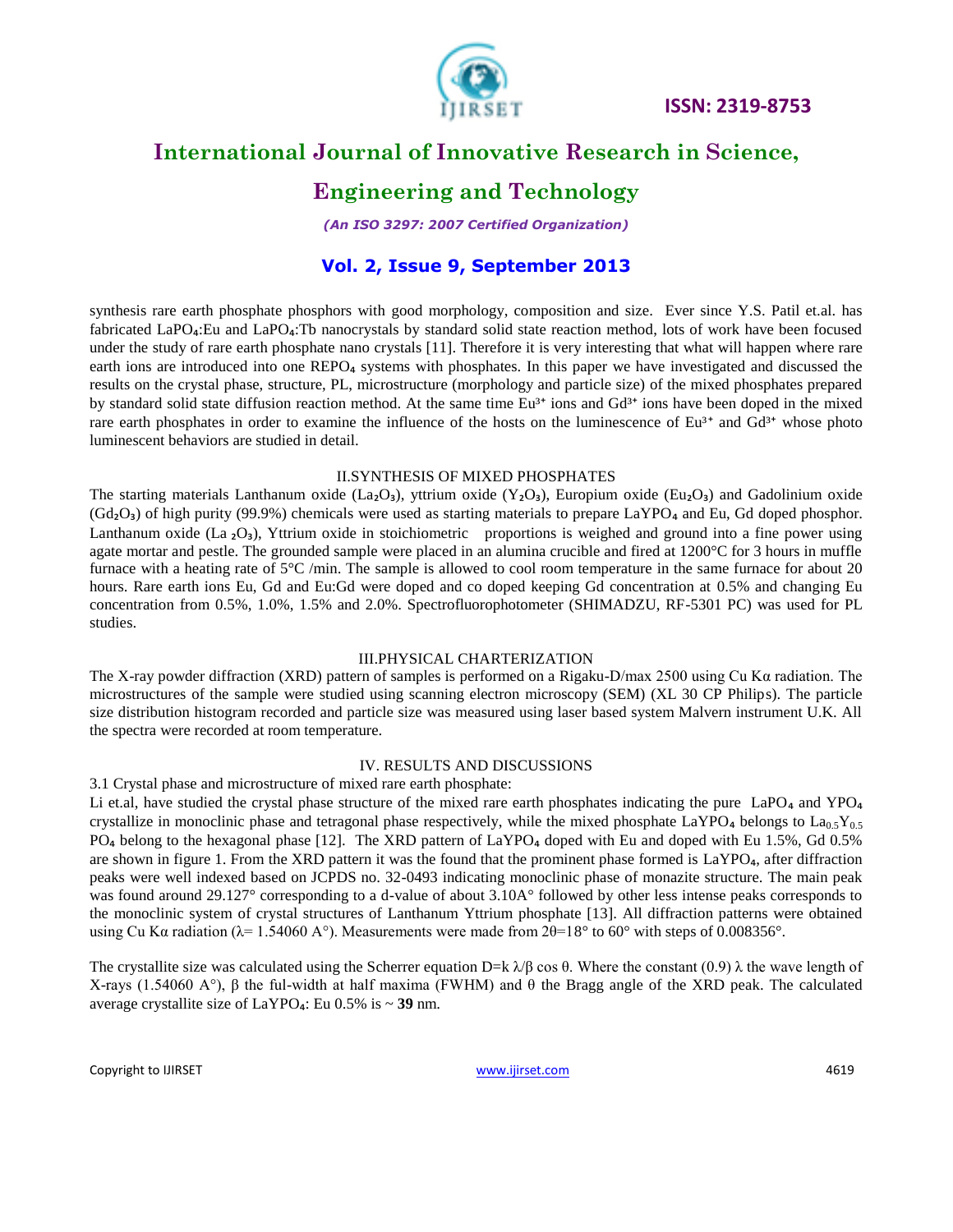synthesis rare earth phosphate phosphors with good morphology, composition and size. Ever since Y.S. Patil et.al. has fabricated $LaPO_4$:Eu and $LaPO_4$:Tb nanocrystals by standard solid state reaction method, lots of work have been focused under the study of rare earth phosphate nano crystals [11]. Therefore it is very interesting that what will happen where rare earth ions are introduced into one $REPO_4$ systems with phosphates. In this paper we have investigated and discussed the results on the crystal phase, structure, PL, microstructure (morphology and particle size) of the mixed phosphates prepared by standard solid state diffusion reaction method. At the same time $Eu^{3+}$ ions and $Gd^{3+}$ ions have been doped in the mixed rare earth phosphates in order to examine the influence of the hosts on the luminescence of $Eu^{3+}$ and $Gd^{3+}$ whose photo luminescent behaviors are studied in detail.

## II.SYNTHESIS OF MIXED PHOSPHATES

The starting materials Lanthanum oxide ($La_2O_3$), yttrium oxide ($Y_2O_3$), Europium oxide ($Eu_2O_3$) and Gadolinium oxide ($Gd_2O_3$) of high purity (99.9%) chemicals were used as starting materials to prepare $LaYPO_4$ and Eu, Gd doped phosphor. Lanthanum oxide ($La_2O_3$), Yttrium oxide in stoichiometric proportions is weighed and ground into a fine power using agate mortar and pestle. The grounded sample were placed in an alumina crucible and fired at 1200°C for 3 hours in muffle furnace with a heating rate of 5°C /min. The sample is allowed to cool room temperature in the same furnace for about 20 hours. Rare earth ions Eu, Gd and Eu:Gd were doped and co doped keeping Gd concentration at 0.5% and changing Eu concentration from 0.5%, 1.0%, 1.5% and 2.0%. Spectrofluorophotometer (SHIMADZU, RF-5301 PC) was used for PL studies.

## III.PHYSICAL CHARTERIZATION

The X-ray powder diffraction (XRD) pattern of samples is performed on a Rigaku-D/max 2500 using Cu Kα radiation. The microstructures of the sample were studied using scanning electron microscopy (SEM) (XL 30 CP Philips). The particle size distribution histogram recorded and particle size was measured using laser based system Malvern instrument U.K. All the spectra were recorded at room temperature.

## IV. RESULTS AND DISCUSSIONS

### 3.1 Crystal phase and microstructure of mixed rare earth phosphate:

Li et.al, have studied the crystal phase structure of the mixed rare earth phosphates indicating the pure $LaPO_4$ and $YPO_4$ crystallize in monoclinic phase and tetragonal phase respectively, while the mixed phosphate $LaYPO_4$ belongs to $La_{0.5}Y_{0.5}PO_4$ belong to the hexagonal phase [12]. The XRD pattern of $LaYPO_4$ doped with Eu and doped with Eu 1.5%, Gd 0.5% are shown in figure 1. From the XRD pattern it was the found that the prominent phase formed is $LaYPO_4$, after diffraction peaks were well indexed based on JCPDS no. 32-0493 indicating monoclinic phase of monazite structure. The main peak was found around 29.127° corresponding to a d-value of about 3.10A° followed by other less intense peaks corresponds to the monoclinic system of crystal structures of Lanthanum Yttrium phosphate [13]. All diffraction patterns were obtained using Cu Kα radiation (λ= 1.54060 A°). Measurements were made from 2θ=18° to 60° with steps of 0.008356°.

The crystallite size was calculated using the Scherrer equation $D=k\,\lambda/\beta\cos\theta$. Where the constant (0.9) λ the wave length of X-rays (1.54060 A°), β the ful-width at half maxima (FWHM) and θ the Bragg angle of the XRD peak. The calculated average crystallite size of $LaYPO_4$: Eu 0.5% is ~ **39** nm.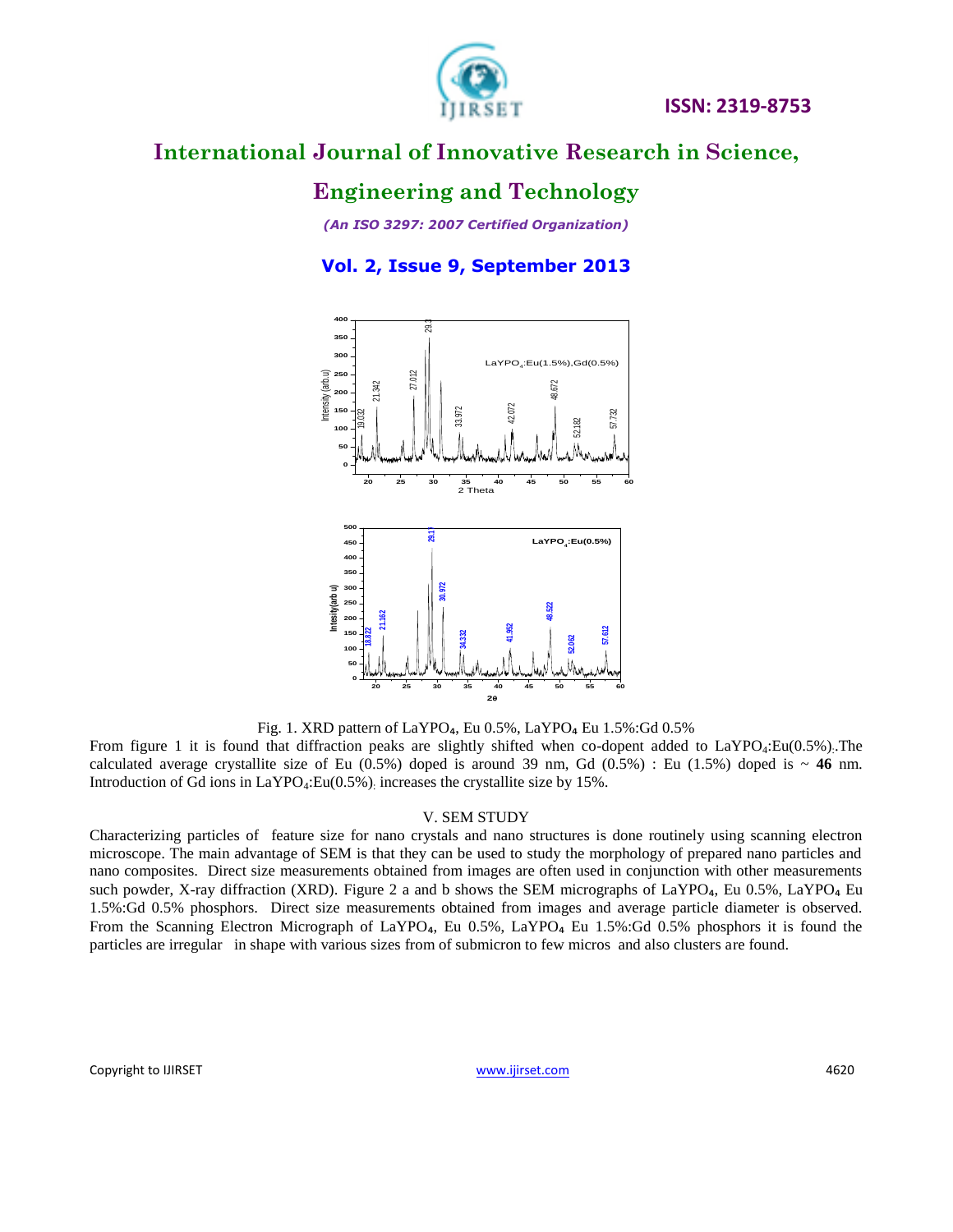Fig. 1. XRD pattern of $LaYPO_4$, Eu 0.5%, $LaYPO_4$ Eu 1.5%:Gd 0.5%

From figure 1 it is found that diffraction peaks are slightly shifted when co-dopent added to $LaYPO_4$:Eu(0.5%).The calculated average crystallite size of Eu (0.5%) doped is around 39 nm, Gd (0.5%) : Eu (1.5%) doped is ~ **46** nm. Introduction of Gd ions in $LaYPO_4$:Eu(0.5%) increases the crystallite size by 15%.

## V. SEM STUDY

Characterizing particles of feature size for nano crystals and nano structures is done routinely using scanning electron microscope. The main advantage of SEM is that they can be used to study the morphology of prepared nano particles and nano composites. Direct size measurements obtained from images are often used in conjunction with other measurements such powder, X-ray diffraction (XRD). Figure 2 a and b shows the SEM micrographs of $LaYPO_4$, Eu 0.5%, $LaYPO_4$ Eu 1.5%:Gd 0.5% phosphors. Direct size measurements obtained from images and average particle diameter is observed. From the Scanning Electron Micrograph of $LaYPO_4$, Eu 0.5%, $LaYPO_4$ Eu 1.5%:Gd 0.5% phosphors it is found the particles are irregular in shape with various sizes from of submicron to few micros and also clusters are found.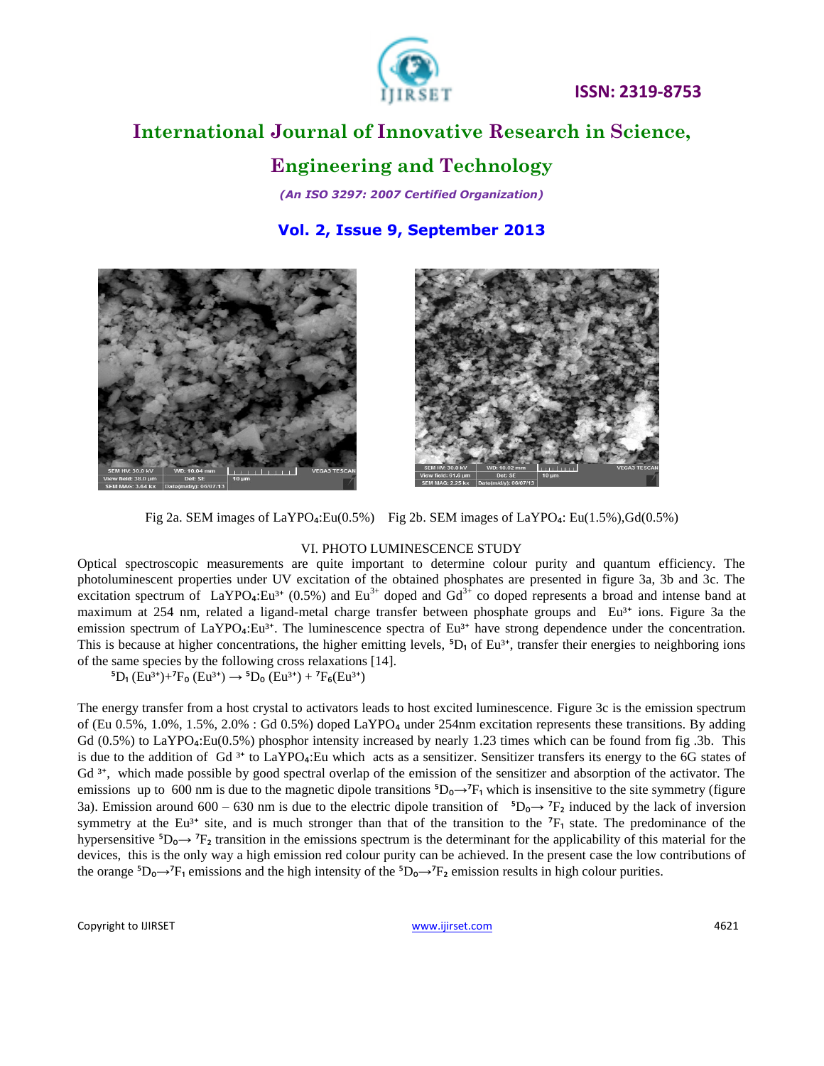Fig 2a. SEM images of $LaYPO_4$:Eu(0.5%)    Fig 2b. SEM images of $LaYPO_4$: Eu(1.5%),Gd(0.5%)

## VI. PHOTO LUMINESCENCE STUDY

Optical spectroscopic measurements are quite important to determine colour purity and quantum efficiency. The photoluminescent properties under UV excitation of the obtained phosphates are presented in figure 3a, 3b and 3c. The excitation spectrum of $LaYPO_4:Eu^{3+}$ (0.5%) and $Eu^{3+}$ doped and $Gd^{3+}$ co doped represents a broad and intense band at maximum at 254 nm, related a ligand-metal charge transfer between phosphate groups and $Eu^{3+}$ ions. Figure 3a the emission spectrum of $LaYPO_4:Eu^{3+}$. The luminescence spectra of $Eu^{3+}$ have strong dependence under the concentration. This is because at higher concentrations, the higher emitting levels, $^5D_1$ of $Eu^{3+}$, transfer their energies to neighboring ions of the same species by the following cross relaxations [14].

$$^5D_1\,(Eu^{3+}) + {}^7F_0\,(Eu^{3+}) \rightarrow {}^5D_0\,(Eu^{3+}) + {}^7F_6(Eu^{3+})$$

The energy transfer from a host crystal to activators leads to host excited luminescence. Figure 3c is the emission spectrum of (Eu 0.5%, 1.0%, 1.5%, 2.0% : Gd 0.5%) doped $LaYPO_4$ under 254nm excitation represents these transitions. By adding Gd (0.5%) to $LaYPO_4$:Eu(0.5%) phosphor intensity increased by nearly 1.23 times which can be found from fig .3b. This is due to the addition of $Gd^{3+}$ to $LaYPO_4$:Eu which acts as a sensitizer. Sensitizer transfers its energy to the 6G states of $Gd^{3+}$, which made possible by good spectral overlap of the emission of the sensitizer and absorption of the activator. The emissions up to 600 nm is due to the magnetic dipole transitions $^5D_0 \rightarrow {}^7F_1$ which is insensitive to the site symmetry (figure 3a). Emission around 600 – 630 nm is due to the electric dipole transition of $^5D_0 \rightarrow {}^7F_2$ induced by the lack of inversion symmetry at the $Eu^{3+}$ site, and is much stronger than that of the transition to the $^7F_1$ state. The predominance of the hypersensitive $^5D_0 \rightarrow {}^7F_2$ transition in the emissions spectrum is the determinant for the applicability of this material for the devices, this is the only way a high emission red colour purity can be achieved. In the present case the low contributions of the orange $^5D_0 \rightarrow {}^7F_1$ emissions and the high intensity of the $^5D_0 \rightarrow {}^7F_2$ emission results in high colour purities.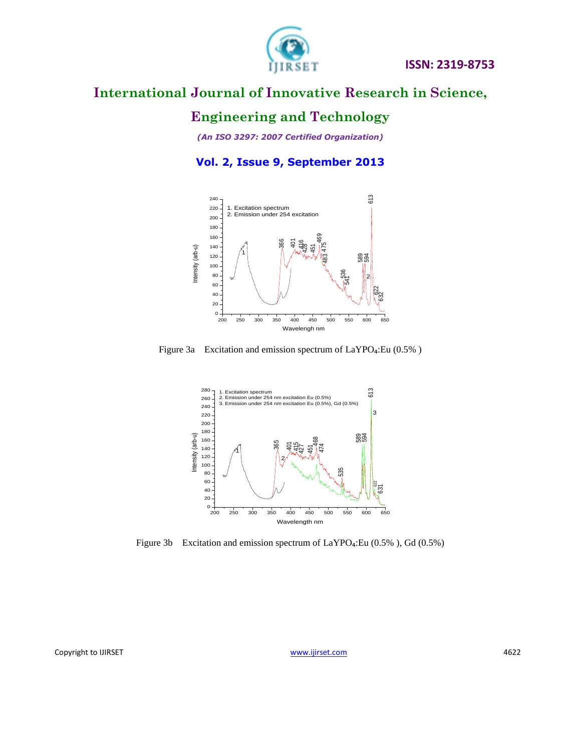Figure 3a Excitation and emission spectrum of $LaYPO_4$:Eu (0.5% )

Figure 3b Excitation and emission spectrum of $LaYPO_4$:Eu (0.5% ), Gd (0.5%)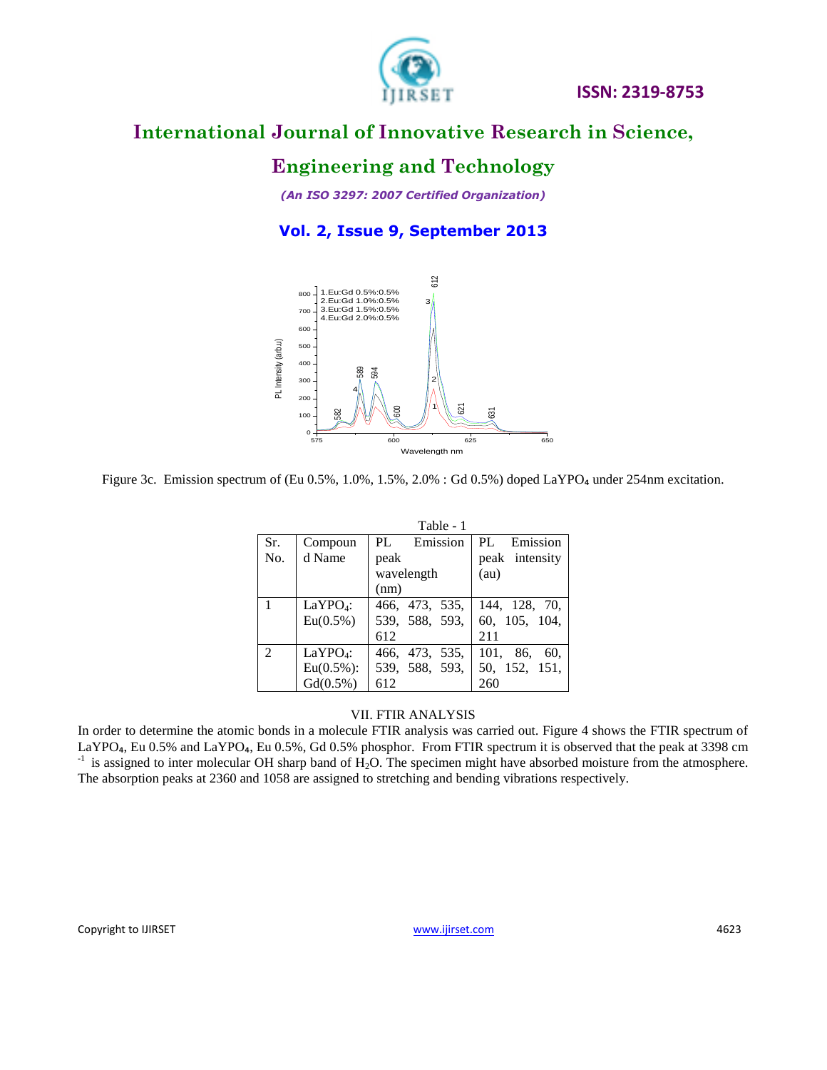Figure 3c. Emission spectrum of (Eu 0.5%, 1.0%, 1.5%, 2.0% : Gd 0.5%) doped $LaYPO_4$ under 254nm excitation.

Table - 1

| Sr. No. | Compound Name | PL Emission peak wavelength (nm) | PL Emission peak intensity (au) |
|---|---|---|---|
| 1 | $LaYPO_4$: Eu(0.5%) | 466, 473, 535, 539, 588, 593, 612 | 144, 128, 70, 60, 105, 104, 211 |
| 2 | $LaYPO_4$: Eu(0.5%): Gd(0.5%) | 466, 473, 535, 539, 588, 593, 612 | 101, 86, 60, 50, 152, 151, 260 |

## VII. FTIR ANALYSIS

In order to determine the atomic bonds in a molecule FTIR analysis was carried out. Figure 4 shows the FTIR spectrum of $LaYPO_4$, Eu 0.5% and $LaYPO_4$, Eu 0.5%, Gd 0.5% phosphor. From FTIR spectrum it is observed that the peak at 3398 $cm^{-1}$ is assigned to inter molecular OH sharp band of $H_2O$. The specimen might have absorbed moisture from the atmosphere. The absorption peaks at 2360 and 1058 are assigned to stretching and bending vibrations respectively.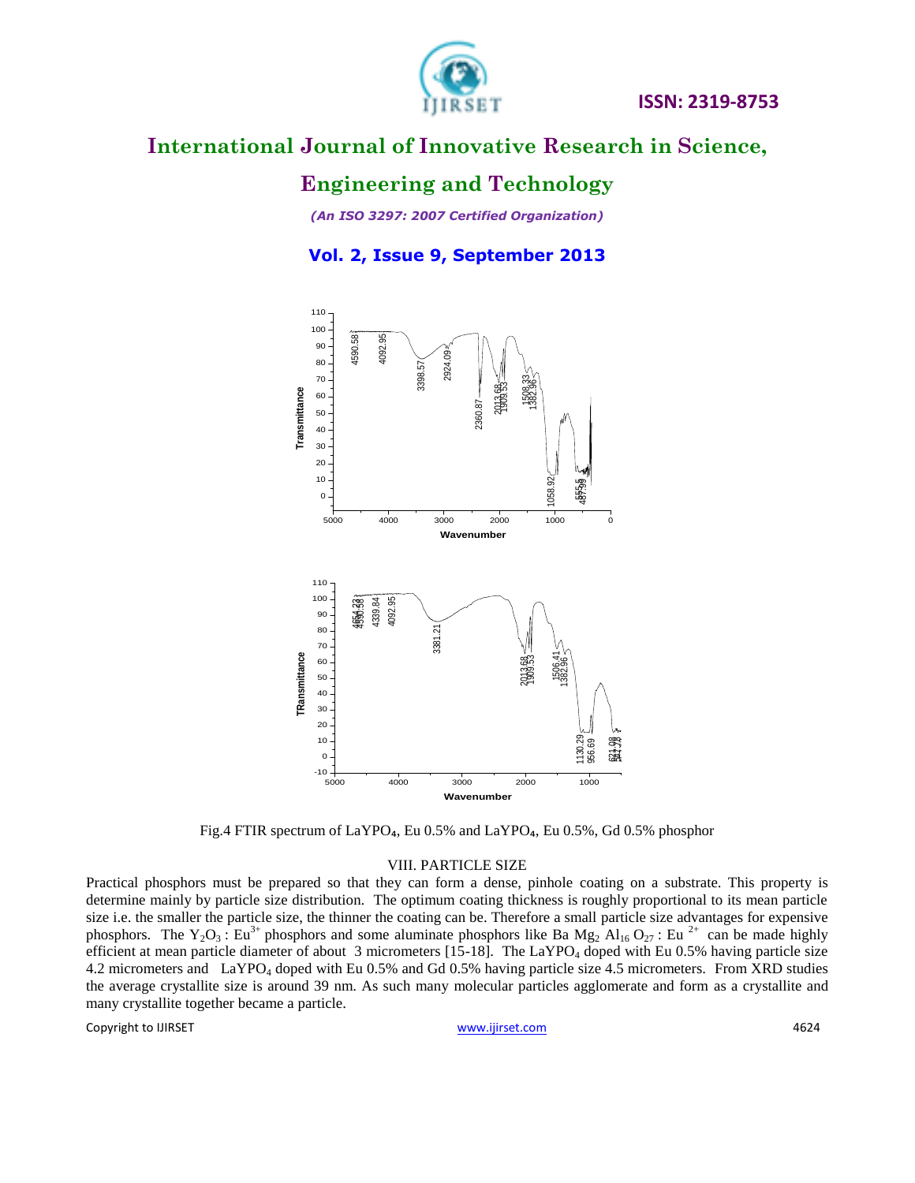Fig.4 FTIR spectrum of $LaYPO_4$, Eu 0.5% and $LaYPO_4$, Eu 0.5%, Gd 0.5% phosphor

## VIII. PARTICLE SIZE

Practical phosphors must be prepared so that they can form a dense, pinhole coating on a substrate. This property is determine mainly by particle size distribution. The optimum coating thickness is roughly proportional to its mean particle size i.e. the smaller the particle size, the thinner the coating can be. Therefore a small particle size advantages for expensive phosphors. The $Y_2O_3$ : $Eu^{3+}$ phosphors and some aluminate phosphors like Ba $Mg_2$ $Al_{16}$ $O_{27}$ : $Eu^{2+}$ can be made highly efficient at mean particle diameter of about 3 micrometers [15-18]. The $LaYPO_4$ doped with Eu 0.5% having particle size 4.2 micrometers and $LaYPO_4$ doped with Eu 0.5% and Gd 0.5% having particle size 4.5 micrometers. From XRD studies the average crystallite size is around 39 nm. As such many molecular particles agglomerate and form as a crystallite and many crystallite together became a particle.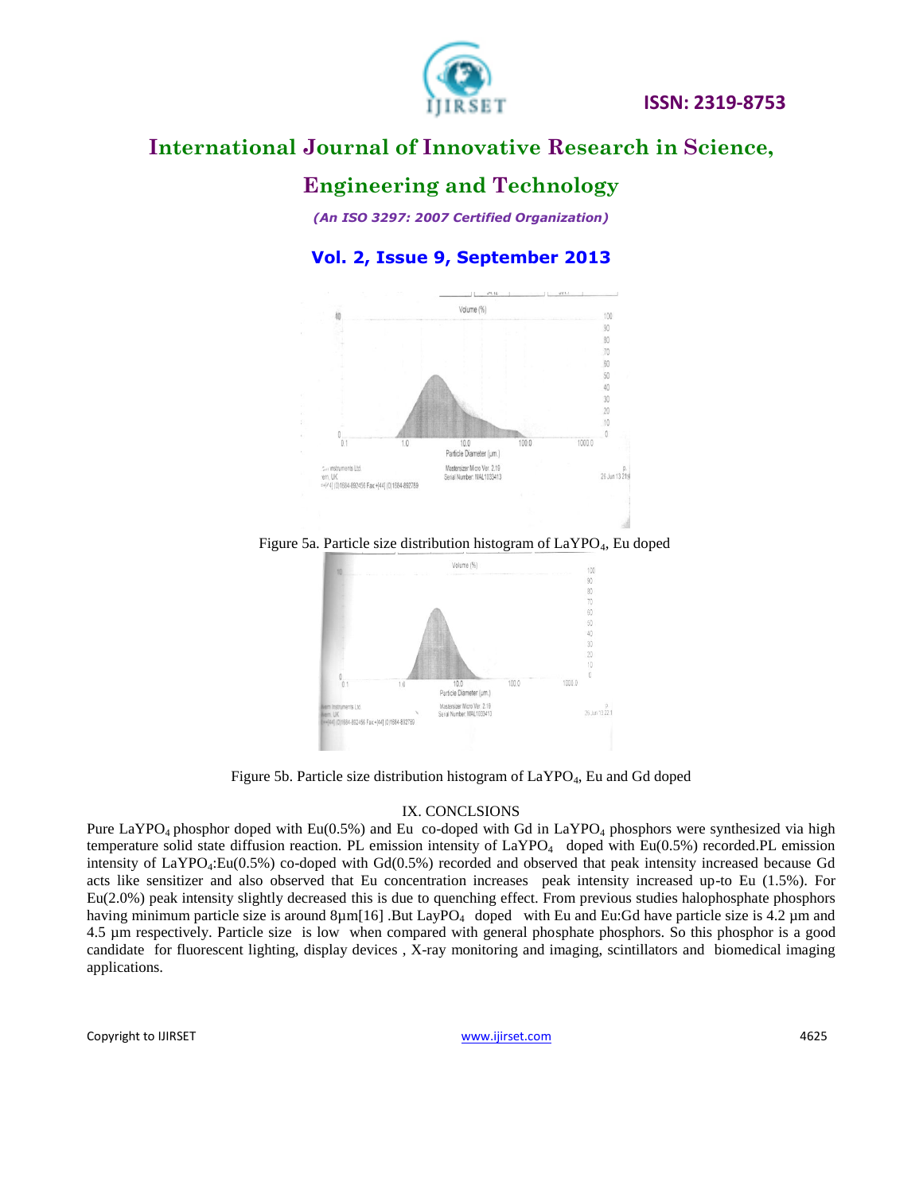Figure 5a. Particle size distribution histogram of $LaYPO_4$, Eu doped

Figure 5b. Particle size distribution histogram of $LaYPO_4$, Eu and Gd doped

## IX. CONCLSIONS

Pure $LaYPO_4$ phosphor doped with Eu(0.5%) and Eu co-doped with Gd in $LaYPO_4$ phosphors were synthesized via high temperature solid state diffusion reaction. PL emission intensity of $LaYPO_4$ doped with Eu(0.5%) recorded.PL emission intensity of $LaYPO_4$:Eu(0.5%) co-doped with Gd(0.5%) recorded and observed that peak intensity increased because Gd acts like sensitizer and also observed that Eu concentration increases peak intensity increased up-to Eu (1.5%). For Eu(2.0%) peak intensity slightly decreased this is due to quenching effect. From previous studies halophosphate phosphors having minimum particle size is around 8µm[16] .But $LayPO_4$ doped with Eu and Eu:Gd have particle size is 4.2 µm and 4.5 µm respectively. Particle size is low when compared with general phosphate phosphors. So this phosphor is a good candidate for fluorescent lighting, display devices , X-ray monitoring and imaging, scintillators and biomedical imaging applications.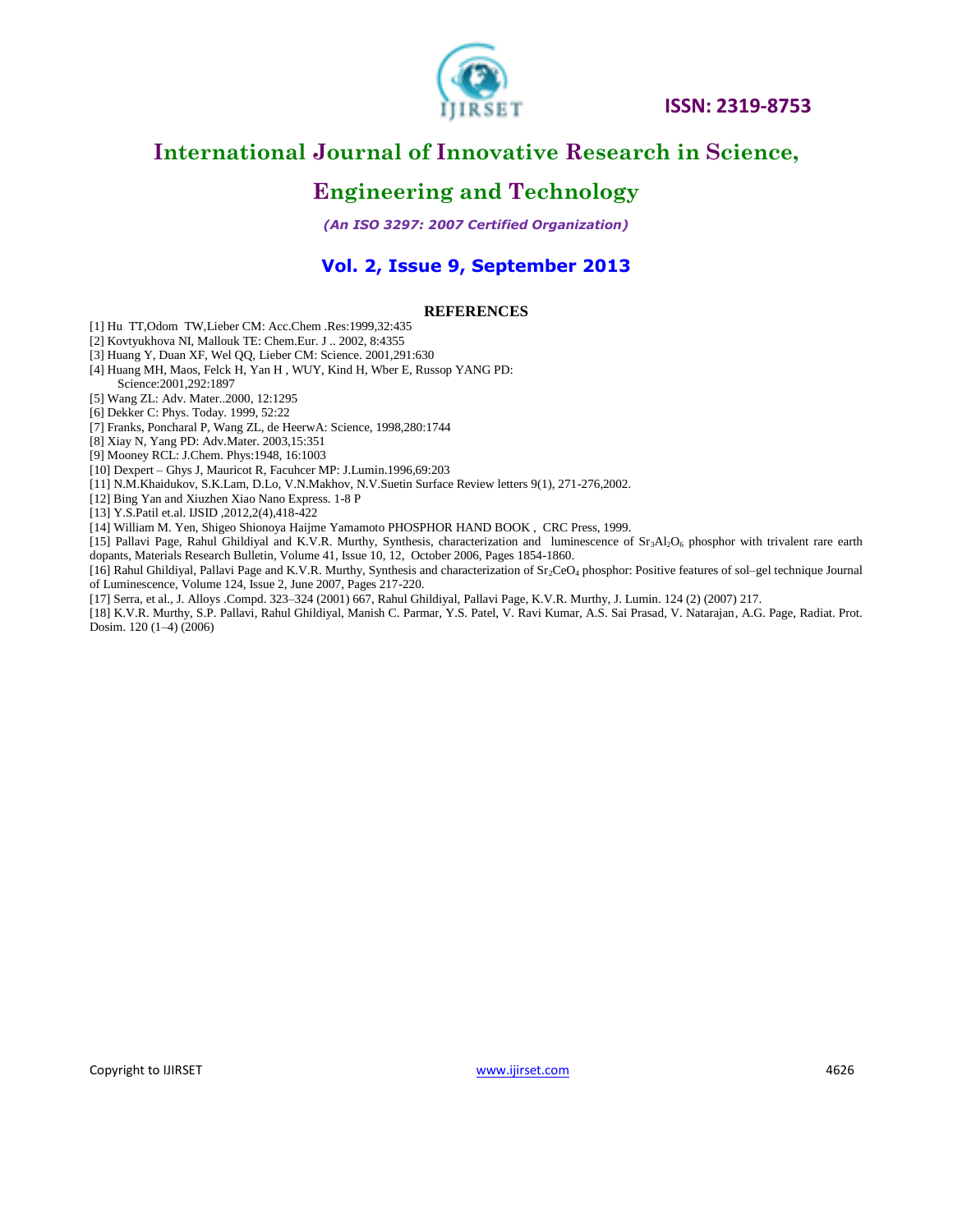## REFERENCES

[1] Hu TT,Odom TW,Lieber CM: Acc.Chem .Res:1999,32:435

[2] Kovtyukhova NI, Mallouk TE: Chem.Eur. J .. 2002, 8:4355

[3] Huang Y, Duan XF, Wel QQ, Lieber CM: Science. 2001,291:630

[4] Huang MH, Maos, Felck H, Yan H , WUY, Kind H, Wber E, Russop YANG PD: Science:2001,292:1897

[5] Wang ZL: Adv. Mater..2000, 12:1295

[6] Dekker C: Phys. Today. 1999, 52:22

[7] Franks, Poncharal P, Wang ZL, de HeerwA: Science, 1998,280:1744

[8] Xiay N, Yang PD: Adv.Mater. 2003,15:351

[9] Mooney RCL: J.Chem. Phys:1948, 16:1003

[10] Dexpert – Ghys J, Mauricot R, Facuhcer MP: J.Lumin.1996,69:203

[11] N.M.Khaidukov, S.K.Lam, D.Lo, V.N.Makhov, N.V.Suetin Surface Review letters 9(1), 271-276,2002.

[12] Bing Yan and Xiuzhen Xiao Nano Express. 1-8 P

[13] Y.S.Patil et.al. IJSID ,2012,2(4),418-422

[14] William M. Yen, Shigeo Shionoya Haijme Yamamoto PHOSPHOR HAND BOOK , CRC Press, 1999.

[15] Pallavi Page, Rahul Ghildiyal and K.V.R. Murthy, Synthesis, characterization and luminescence of $Sr_3Al_2O_6$ phosphor with trivalent rare earth dopants, Materials Research Bulletin, Volume 41, Issue 10, 12, October 2006, Pages 1854-1860.

[16] Rahul Ghildiyal, Pallavi Page and K.V.R. Murthy, Synthesis and characterization of $Sr_2CeO_4$ phosphor: Positive features of sol–gel technique Journal of Luminescence, Volume 124, Issue 2, June 2007, Pages 217-220.

[17] Serra, et al., J. Alloys .Compd. 323–324 (2001) 667, Rahul Ghildiyal, Pallavi Page, K.V.R. Murthy, J. Lumin. 124 (2) (2007) 217.

[18] K.V.R. Murthy, S.P. Pallavi, Rahul Ghildiyal, Manish C. Parmar, Y.S. Patel, V. Ravi Kumar, A.S. Sai Prasad, V. Natarajan, A.G. Page, Radiat. Prot. Dosim. 120 (1–4) (2006)